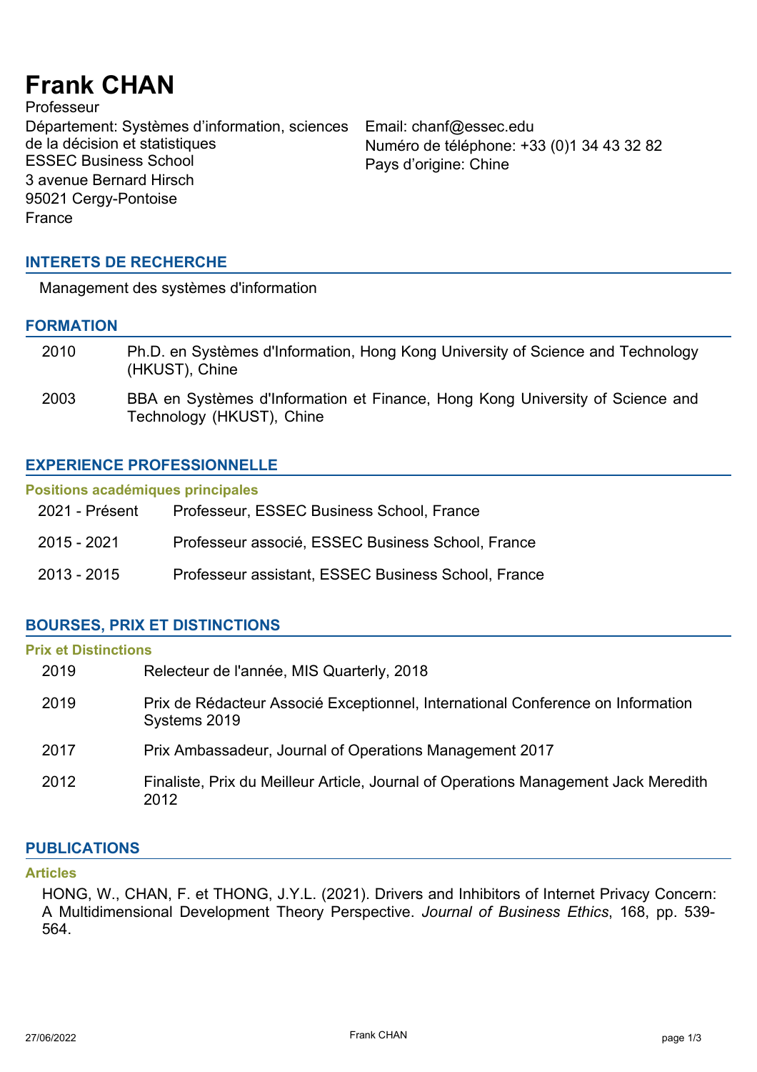# Frank CHAN

Professeur

Département: Systèmes d'information, sciences de la décision et statistiques
ESSEC Business School
3 avenue Bernard Hirsch
95021 Cergy-Pontoise
France

Email: chanf@essec.edu
Numéro de téléphone: +33 (0)1 34 43 32 82
Pays d'origine: Chine

## INTERETS DE RECHERCHE

Management des systèmes d'information

## FORMATION

| | |
|---|---|
| 2010 | Ph.D. en Systèmes d'Information, Hong Kong University of Science and Technology (HKUST), Chine |
| 2003 | BBA en Systèmes d'Information et Finance, Hong Kong University of Science and Technology (HKUST), Chine |

## EXPERIENCE PROFESSIONNELLE

### Positions académiques principales

| | |
|---|---|
| 2021 - Présent | Professeur, ESSEC Business School, France |
| 2015 - 2021 | Professeur associé, ESSEC Business School, France |
| 2013 - 2015 | Professeur assistant, ESSEC Business School, France |

## BOURSES, PRIX ET DISTINCTIONS

### Prix et Distinctions

| | |
|---|---|
| 2019 | Relecteur de l'année, MIS Quarterly, 2018 |
| 2019 | Prix de Rédacteur Associé Exceptionnel, International Conference on Information Systems 2019 |
| 2017 | Prix Ambassadeur, Journal of Operations Management 2017 |
| 2012 | Finaliste, Prix du Meilleur Article, Journal of Operations Management Jack Meredith 2012 |

## PUBLICATIONS

### Articles

HONG, W., CHAN, F. et THONG, J.Y.L. (2021). Drivers and Inhibitors of Internet Privacy Concern: A Multidimensional Development Theory Perspective. *Journal of Business Ethics*, 168, pp. 539-564.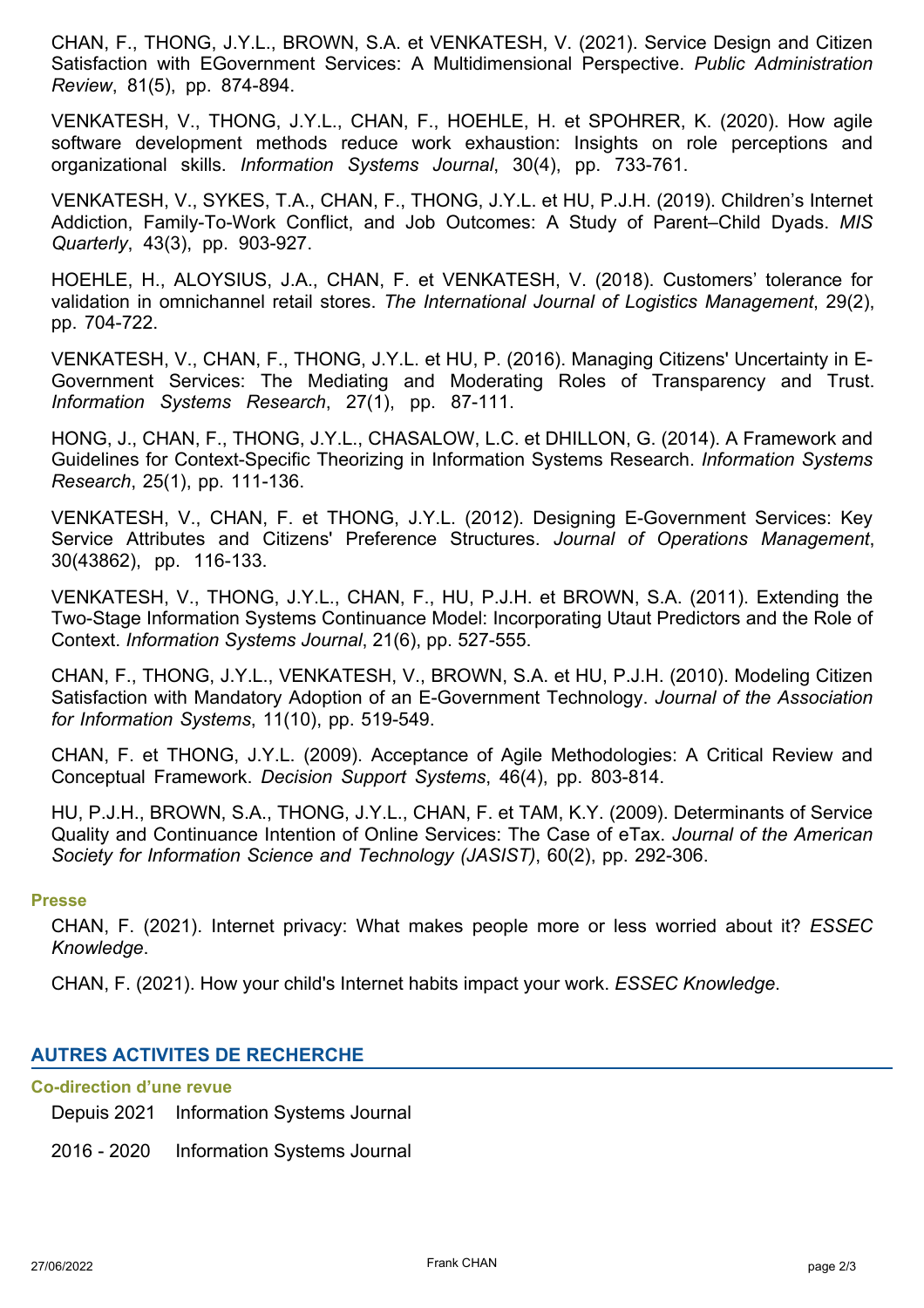CHAN, F., THONG, J.Y.L., BROWN, S.A. et VENKATESH, V. (2021). Service Design and Citizen Satisfaction with EGovernment Services: A Multidimensional Perspective. *Public Administration Review*, 81(5), pp. 874-894.

VENKATESH, V., THONG, J.Y.L., CHAN, F., HOEHLE, H. et SPOHRER, K. (2020). How agile software development methods reduce work exhaustion: Insights on role perceptions and organizational skills. *Information Systems Journal*, 30(4), pp. 733-761.

VENKATESH, V., SYKES, T.A., CHAN, F., THONG, J.Y.L. et HU, P.J.H. (2019). Children's Internet Addiction, Family-To-Work Conflict, and Job Outcomes: A Study of Parent–Child Dyads. *MIS Quarterly*, 43(3), pp. 903-927.

HOEHLE, H., ALOYSIUS, J.A., CHAN, F. et VENKATESH, V. (2018). Customers' tolerance for validation in omnichannel retail stores. *The International Journal of Logistics Management*, 29(2), pp. 704-722.

VENKATESH, V., CHAN, F., THONG, J.Y.L. et HU, P. (2016). Managing Citizens' Uncertainty in E-Government Services: The Mediating and Moderating Roles of Transparency and Trust. *Information Systems Research*, 27(1), pp. 87-111.

HONG, J., CHAN, F., THONG, J.Y.L., CHASALOW, L.C. et DHILLON, G. (2014). A Framework and Guidelines for Context-Specific Theorizing in Information Systems Research. *Information Systems Research*, 25(1), pp. 111-136.

VENKATESH, V., CHAN, F. et THONG, J.Y.L. (2012). Designing E-Government Services: Key Service Attributes and Citizens' Preference Structures. *Journal of Operations Management*, 30(43862), pp. 116-133.

VENKATESH, V., THONG, J.Y.L., CHAN, F., HU, P.J.H. et BROWN, S.A. (2011). Extending the Two-Stage Information Systems Continuance Model: Incorporating Utaut Predictors and the Role of Context. *Information Systems Journal*, 21(6), pp. 527-555.

CHAN, F., THONG, J.Y.L., VENKATESH, V., BROWN, S.A. et HU, P.J.H. (2010). Modeling Citizen Satisfaction with Mandatory Adoption of an E-Government Technology. *Journal of the Association for Information Systems*, 11(10), pp. 519-549.

CHAN, F. et THONG, J.Y.L. (2009). Acceptance of Agile Methodologies: A Critical Review and Conceptual Framework. *Decision Support Systems*, 46(4), pp. 803-814.

HU, P.J.H., BROWN, S.A., THONG, J.Y.L., CHAN, F. et TAM, K.Y. (2009). Determinants of Service Quality and Continuance Intention of Online Services: The Case of eTax. *Journal of the American Society for Information Science and Technology (JASIST)*, 60(2), pp. 292-306.

### Presse

CHAN, F. (2021). Internet privacy: What makes people more or less worried about it? *ESSEC Knowledge*.

CHAN, F. (2021). How your child's Internet habits impact your work. *ESSEC Knowledge*.

## AUTRES ACTIVITES DE RECHERCHE

### Co-direction d'une revue

Depuis 2021 Information Systems Journal

2016 - 2020 Information Systems Journal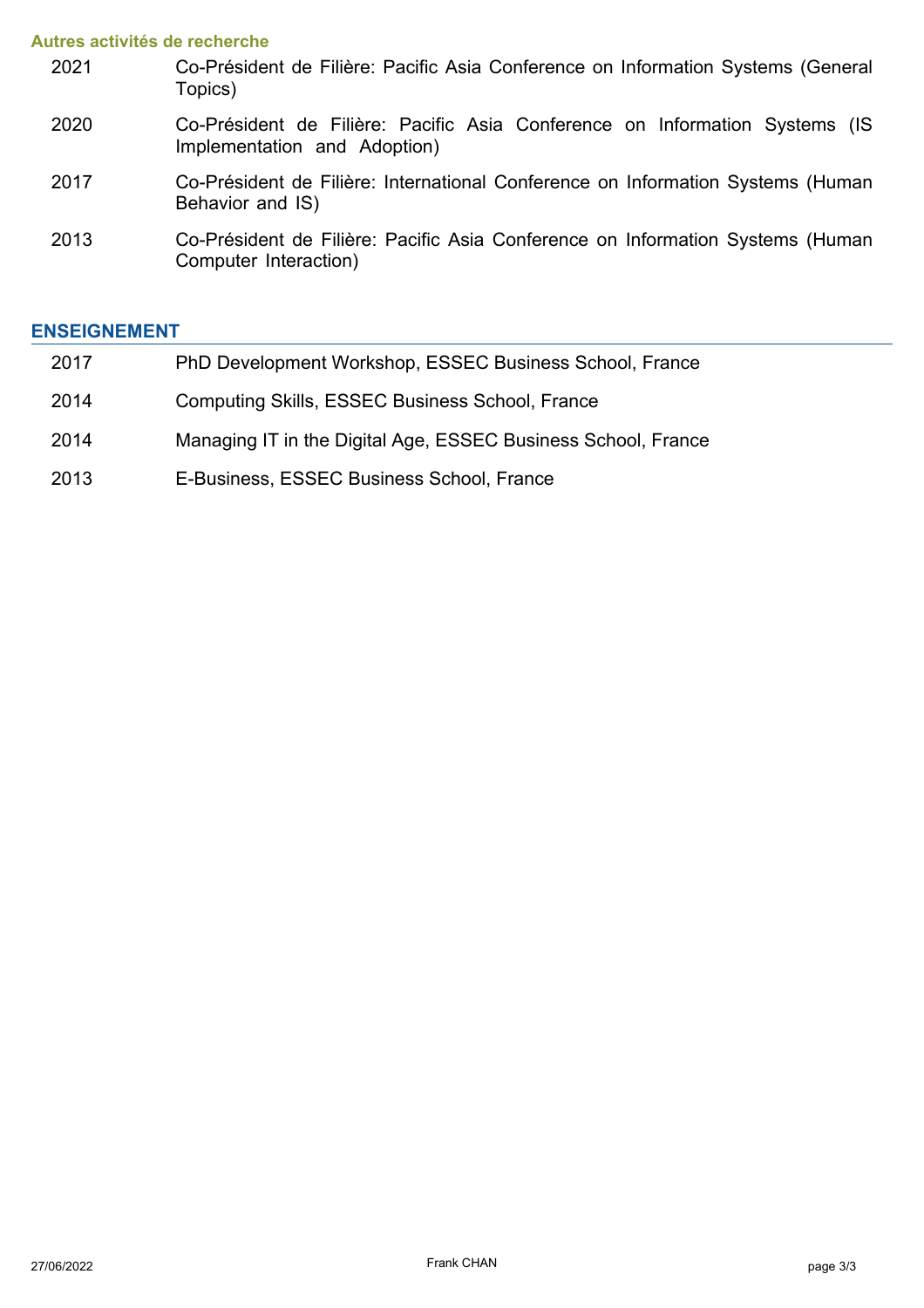### Autres activités de recherche

| | |
|---|---|
| 2021 | Co-Président de Filière: Pacific Asia Conference on Information Systems (General Topics) |
| 2020 | Co-Président de Filière: Pacific Asia Conference on Information Systems (IS Implementation and Adoption) |
| 2017 | Co-Président de Filière: International Conference on Information Systems (Human Behavior and IS) |
| 2013 | Co-Président de Filière: Pacific Asia Conference on Information Systems (Human Computer Interaction) |

## ENSEIGNEMENT

| | |
|---|---|
| 2017 | PhD Development Workshop, ESSEC Business School, France |
| 2014 | Computing Skills, ESSEC Business School, France |
| 2014 | Managing IT in the Digital Age, ESSEC Business School, France |
| 2013 | E-Business, ESSEC Business School, France |